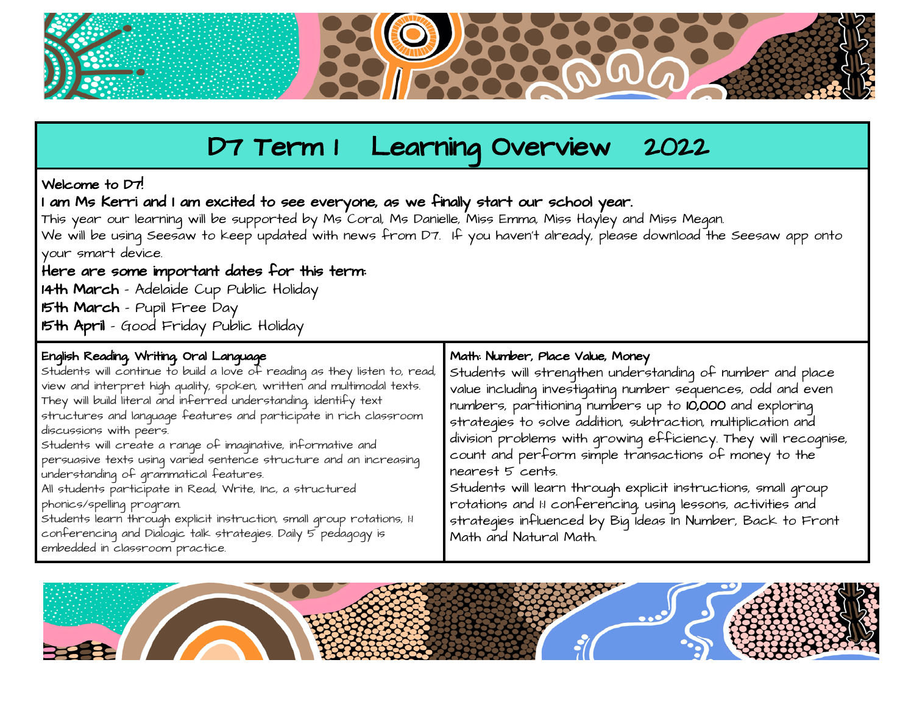# D7 Term 1 Learning Overview 2022

**Welcome to D7!**

**I am Ms Kerri and I am excited to see everyone, as we finally start our school year.**

This year our learning will be supported by Ms Coral, Ms Danielle, Miss Emma, Miss Hayley and Miss Megan.

We will be using Seesaw to keep updated with news from D7. If you haven't already, please download the Seesaw app onto your smart device.

**Here are some important dates for this term:**

**14th March** - Adelaide Cup Public Holiday

**15th March** - Pupil Free Day

**15th April** - Good Friday Public Holiday

## English Reading, Writing, Oral Language

Students will continue to build a love of reading as they listen to, read, view and interpret high quality, spoken, written and multimodal texts. They will build literal and inferred understanding, identify text structures and language features and participate in rich classroom discussions with peers.

Students will create a range of imaginative, informative and persuasive texts using varied sentence structure and an increasing understanding of grammatical features.

All students participate in Read, Write, Inc, a structured phonics/spelling program.

Students learn through explicit instruction, small group rotations, 1:1 conferencing and Dialogic talk strategies. Daily 5 pedagogy is embedded in classroom practice.

## Math: Number, Place Value, Money

Students will strengthen understanding of number and place value including investigating number sequences, odd and even numbers, partitioning numbers up to **10,000** and exploring strategies to solve addition, subtraction, multiplication and division problems with growing efficiency. They will recognise, count and perform simple transactions of money to the nearest 5 cents.

Students will learn through explicit instructions, small group rotations and 1:1 conferencing, using lessons, activities and strategies influenced by Big Ideas In Number, Back to Front Math and Natural Math.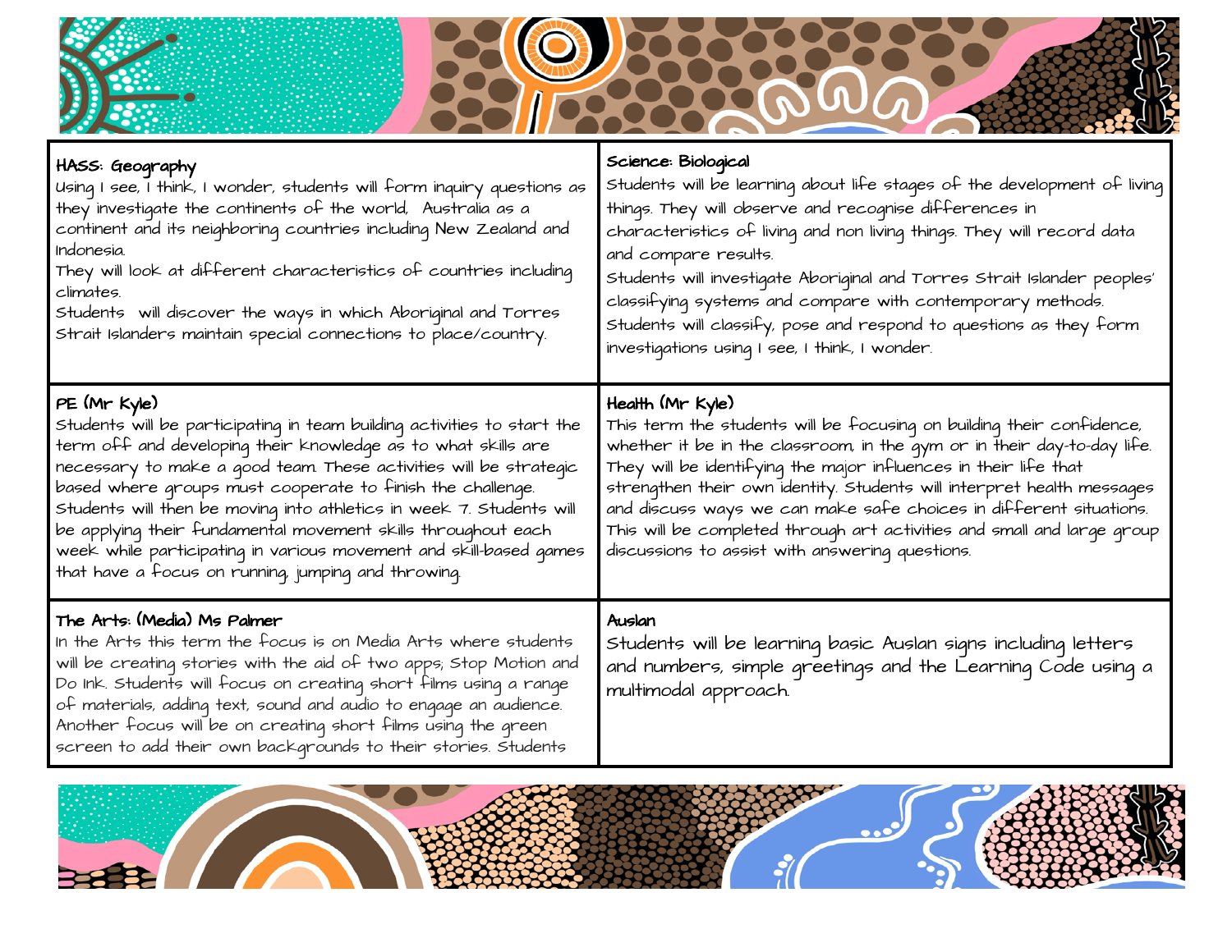### HASS: Geography

Using I see, I think, I wonder, students will form inquiry questions as they investigate the continents of the world, Australia as a continent and its neighboring countries including New Zealand and Indonesia.

They will look at different characteristics of countries including climates.

Students will discover the ways in which Aboriginal and Torres Strait Islanders maintain special connections to place/country.

### Science: Biological

Students will be learning about life stages of the development of living things. They will observe and recognise differences in characteristics of living and non living things. They will record data and compare results.

Students will investigate Aboriginal and Torres Strait Islander peoples' classifying systems and compare with contemporary methods.

Students will classify, pose and respond to questions as they form investigations using I see, I think, I wonder.

### PE (Mr Kyle)

Students will be participating in team building activities to start the term off and developing their knowledge as to what skills are necessary to make a good team. These activities will be strategic based where groups must cooperate to finish the challenge. Students will then be moving into athletics in week 7. Students will be applying their fundamental movement skills throughout each week while participating in various movement and skill-based games that have a focus on running, jumping and throwing.

### Health (Mr Kyle)

This term the students will be focusing on building their confidence, whether it be in the classroom, in the gym or in their day-to-day life. They will be identifying the major influences in their life that strengthen their own identity. Students will interpret health messages and discuss ways we can make safe choices in different situations. This will be completed through art activities and small and large group discussions to assist with answering questions.

### The Arts: (Media) Ms Palmer

In the Arts this term the focus is on Media Arts where students will be creating stories with the aid of two apps; Stop Motion and Do Ink. Students will focus on creating short films using a range of materials, adding text, sound and audio to engage an audience. Another focus will be on creating short films using the green screen to add their own backgrounds to their stories. Students

### Auslan

Students will be learning basic Auslan signs including letters and numbers, simple greetings and the Learning Code using a multimodal approach.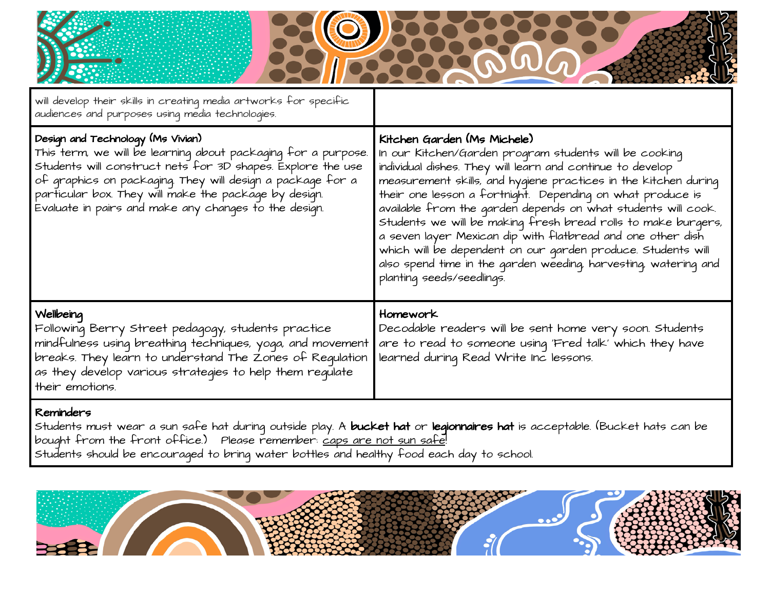will develop their skills in creating media artworks for specific audiences and purposes using media technologies.

**Design and Technology (Ms Vivian)**
This term, we will be learning about packaging for a purpose. Students will construct nets for 3D shapes. Explore the use of graphics on packaging. They will design a package for a particular box. They will make the package by design. Evaluate in pairs and make any changes to the design.

**Kitchen Garden (Ms Michele)**
In our Kitchen/Garden program students will be cooking individual dishes. They will learn and continue to develop measurement skills, and hygiene practices in the kitchen during their one lesson a fortnight. Depending on what produce is available from the garden depends on what students will cook. Students we will be making fresh bread rolls to make burgers, a seven layer Mexican dip with flatbread and one other dish which will be dependent on our garden produce. Students will also spend time in the garden weeding, harvesting, watering and planting seeds/seedlings.

**Wellbeing**
Following Berry Street pedagogy, students practice mindfulness using breathing techniques, yoga, and movement breaks. They learn to understand The Zones of Regulation as they develop various strategies to help them regulate their emotions.

**Homework**
Decodable readers will be sent home very soon. Students are to read to someone using 'Fred talk' which they have learned during Read Write Inc lessons.

**Reminders**
Students must wear a sun safe hat during outside play. A **bucket hat** or **legionnaires hat** is acceptable. (Bucket hats can be bought from the front office.) Please remember: <u>caps are not sun safe</u>!
Students should be encouraged to bring water bottles and healthy food each day to school.